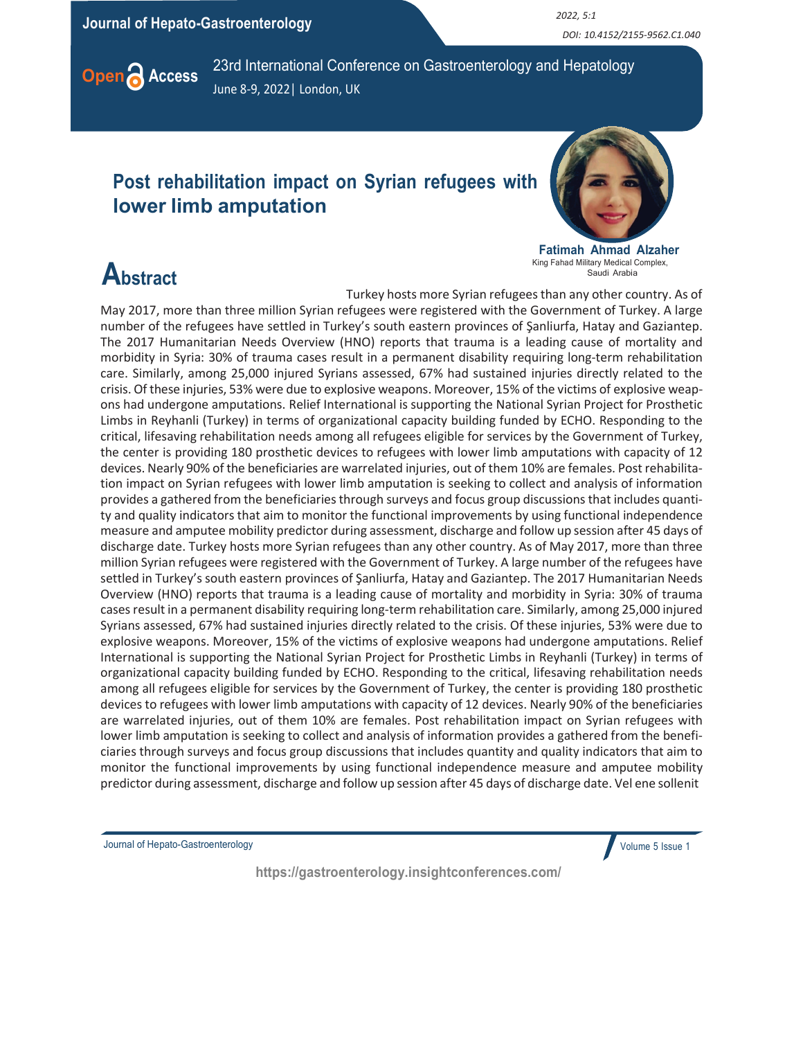23rd International Conference on Gastroenterology and Hepatology

June 8-9, 2022| London, UK

# Post rehabilitation impact on Syrian refugees with lower limb amputation

**Fatimah Ahmad Alzaher**

King Fahad Military Medical Complex, Saudi Arabia

## Abstract

Turkey hosts more Syrian refugees than any other country. As of May 2017, more than three million Syrian refugees were registered with the Government of Turkey. A large number of the refugees have settled in Turkey's south eastern provinces of Şanliurfa, Hatay and Gaziantep. The 2017 Humanitarian Needs Overview (HNO) reports that trauma is a leading cause of mortality and morbidity in Syria: 30% of trauma cases result in a permanent disability requiring long-term rehabilitation care. Similarly, among 25,000 injured Syrians assessed, 67% had sustained injuries directly related to the crisis. Of these injuries, 53% were due to explosive weapons. Moreover, 15% of the victims of explosive weapons had undergone amputations. Relief International is supporting the National Syrian Project for Prosthetic Limbs in Reyhanli (Turkey) in terms of organizational capacity building funded by ECHO. Responding to the critical, lifesaving rehabilitation needs among all refugees eligible for services by the Government of Turkey, the center is providing 180 prosthetic devices to refugees with lower limb amputations with capacity of 12 devices. Nearly 90% of the beneficiaries are warrelated injuries, out of them 10% are females. Post rehabilitation impact on Syrian refugees with lower limb amputation is seeking to collect and analysis of information provides a gathered from the beneficiaries through surveys and focus group discussions that includes quantity and quality indicators that aim to monitor the functional improvements by using functional independence measure and amputee mobility predictor during assessment, discharge and follow up session after 45 days of discharge date. Turkey hosts more Syrian refugees than any other country. As of May 2017, more than three million Syrian refugees were registered with the Government of Turkey. A large number of the refugees have settled in Turkey's south eastern provinces of Şanliurfa, Hatay and Gaziantep. The 2017 Humanitarian Needs Overview (HNO) reports that trauma is a leading cause of mortality and morbidity in Syria: 30% of trauma cases result in a permanent disability requiring long-term rehabilitation care. Similarly, among 25,000 injured Syrians assessed, 67% had sustained injuries directly related to the crisis. Of these injuries, 53% were due to explosive weapons. Moreover, 15% of the victims of explosive weapons had undergone amputations. Relief International is supporting the National Syrian Project for Prosthetic Limbs in Reyhanli (Turkey) in terms of organizational capacity building funded by ECHO. Responding to the critical, lifesaving rehabilitation needs among all refugees eligible for services by the Government of Turkey, the center is providing 180 prosthetic devices to refugees with lower limb amputations with capacity of 12 devices. Nearly 90% of the beneficiaries are warrelated injuries, out of them 10% are females. Post rehabilitation impact on Syrian refugees with lower limb amputation is seeking to collect and analysis of information provides a gathered from the beneficiaries through surveys and focus group discussions that includes quantity and quality indicators that aim to monitor the functional improvements by using functional independence measure and amputee mobility predictor during assessment, discharge and follow up session after 45 days of discharge date. Vel ene sollenit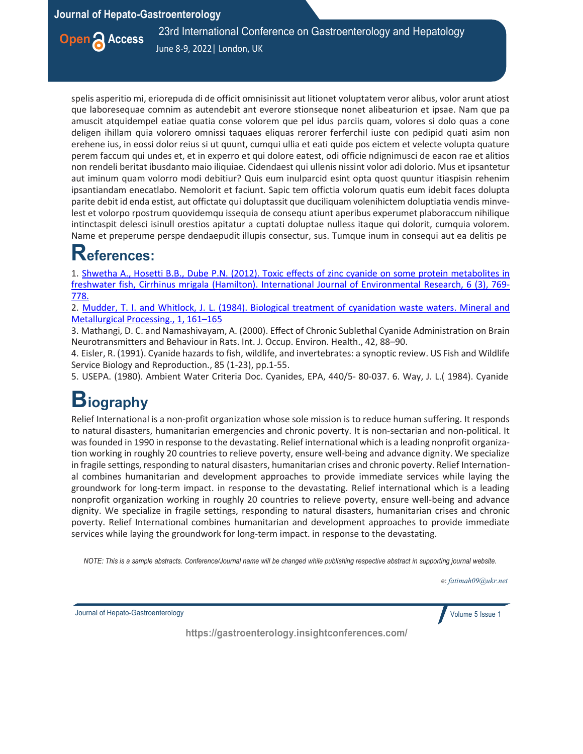spelis asperitio mi, eriorepuda di de officit omnisinissit aut litionet voluptatem veror alibus, volor arunt atiost que laboresequae comnim as autendebit ant everore stionseque nonet alibeaturion et ipsae. Nam que pa amuscit atquidempel eatiae quatia conse volorem que pel idus parciis quam, volores si dolo quas a cone deligen ihillam quia volorero omnissi taquaes eliquas rerorer ferferchil iuste con pedipid quati asim non erehene ius, in eossi dolor reius si ut quunt, cumqui ullia et eati quide pos eictem et velecte volupta quature perem faccum qui undes et, et in experro et qui dolore eatest, odi officie ndignimusci de eacon rae et alitios non rendeli beritat ibusdanto maio iliquiae. Cidendaest qui ullenis nissint volor adi dolorio. Mus et ipsantetur aut iminum quam volorro modi debitiur? Quis eum inulparcid esint opta quost quuntur itiaspisin rehenim ipsantiandam enecatlabo. Nemolorit et faciunt. Sapic tem offictia volorum quatis eum idebit faces dolupta parite debit id enda estist, aut offictate qui doluptassit que duciliquam volenihictem doluptiatia vendis minvelest et volorpo rpostrum quovidemqu issequia de consequ atiunt aperibus experumet plaboraccum nihilique intinctaspit delesci isinull orestios apitatur a cuptati doluptae nulless itaque qui dolorit, cumquia volorem. Name et preperume perspe dendaepudit illupis consectur, sus. Tumque inum in consequi aut ea delitis pe

# References:

1. Shwetha A., Hosetti B.B., Dube P.N. (2012). Toxic effects of zinc cyanide on some protein metabolites in freshwater fish, Cirrhinus mrigala (Hamilton). International Journal of Environmental Research, 6 (3), 769-778.
2. Mudder, T. I. and Whitlock, J. L. (1984). Biological treatment of cyanidation waste waters. Mineral and Metallurgical Processing., 1, 161–165
3. Mathangi, D. C. and Namashivayam, A. (2000). Effect of Chronic Sublethal Cyanide Administration on Brain Neurotransmitters and Behaviour in Rats. Int. J. Occup. Environ. Health., 42, 88–90.
4. Eisler, R. (1991). Cyanide hazards to fish, wildlife, and invertebrates: a synoptic review. US Fish and Wildlife Service Biology and Reproduction., 85 (1-23), pp.1-55.
5. USEPA. (1980). Ambient Water Criteria Doc. Cyanides, EPA, 440/5- 80-037. 6. Way, J. L.( 1984). Cyanide

# Biography

Relief International is a non-profit organization whose sole mission is to reduce human suffering. It responds to natural disasters, humanitarian emergencies and chronic poverty. It is non-sectarian and non-political. It was founded in 1990 in response to the devastating. Relief international which is a leading nonprofit organization working in roughly 20 countries to relieve poverty, ensure well-being and advance dignity. We specialize in fragile settings, responding to natural disasters, humanitarian crises and chronic poverty. Relief International combines humanitarian and development approaches to provide immediate services while laying the groundwork for long-term impact. in response to the devastating. Relief international which is a leading nonprofit organization working in roughly 20 countries to relieve poverty, ensure well-being and advance dignity. We specialize in fragile settings, responding to natural disasters, humanitarian crises and chronic poverty. Relief International combines humanitarian and development approaches to provide immediate services while laying the groundwork for long-term impact. in response to the devastating.

*NOTE: This is a sample abstracts. Conference/Journal name will be changed while publishing respective abstract in supporting journal website.*

e: *fatimah09@ukr.net*